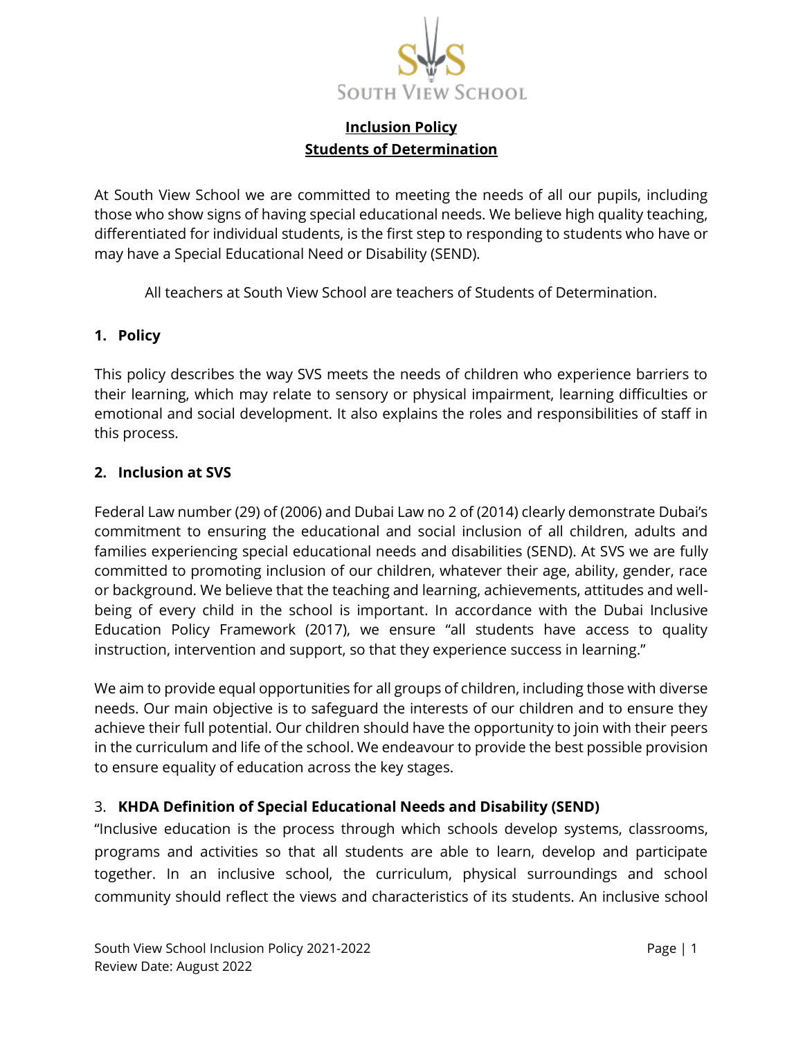SOUTH VIEW SCHOOL

# Inclusion Policy
# Students of Determination

At South View School we are committed to meeting the needs of all our pupils, including those who show signs of having special educational needs. We believe high quality teaching, differentiated for individual students, is the first step to responding to students who have or may have a Special Educational Need or Disability (SEND).

All teachers at South View School are teachers of Students of Determination.

## 1. Policy

This policy describes the way SVS meets the needs of children who experience barriers to their learning, which may relate to sensory or physical impairment, learning difficulties or emotional and social development. It also explains the roles and responsibilities of staff in this process.

## 2. Inclusion at SVS

Federal Law number (29) of (2006) and Dubai Law no 2 of (2014) clearly demonstrate Dubai's commitment to ensuring the educational and social inclusion of all children, adults and families experiencing special educational needs and disabilities (SEND). At SVS we are fully committed to promoting inclusion of our children, whatever their age, ability, gender, race or background. We believe that the teaching and learning, achievements, attitudes and well-being of every child in the school is important. In accordance with the Dubai Inclusive Education Policy Framework (2017), we ensure "all students have access to quality instruction, intervention and support, so that they experience success in learning."

We aim to provide equal opportunities for all groups of children, including those with diverse needs. Our main objective is to safeguard the interests of our children and to ensure they achieve their full potential. Our children should have the opportunity to join with their peers in the curriculum and life of the school. We endeavour to provide the best possible provision to ensure equality of education across the key stages.

## 3. KHDA Definition of Special Educational Needs and Disability (SEND)

"Inclusive education is the process through which schools develop systems, classrooms, programs and activities so that all students are able to learn, develop and participate together. In an inclusive school, the curriculum, physical surroundings and school community should reflect the views and characteristics of its students. An inclusive school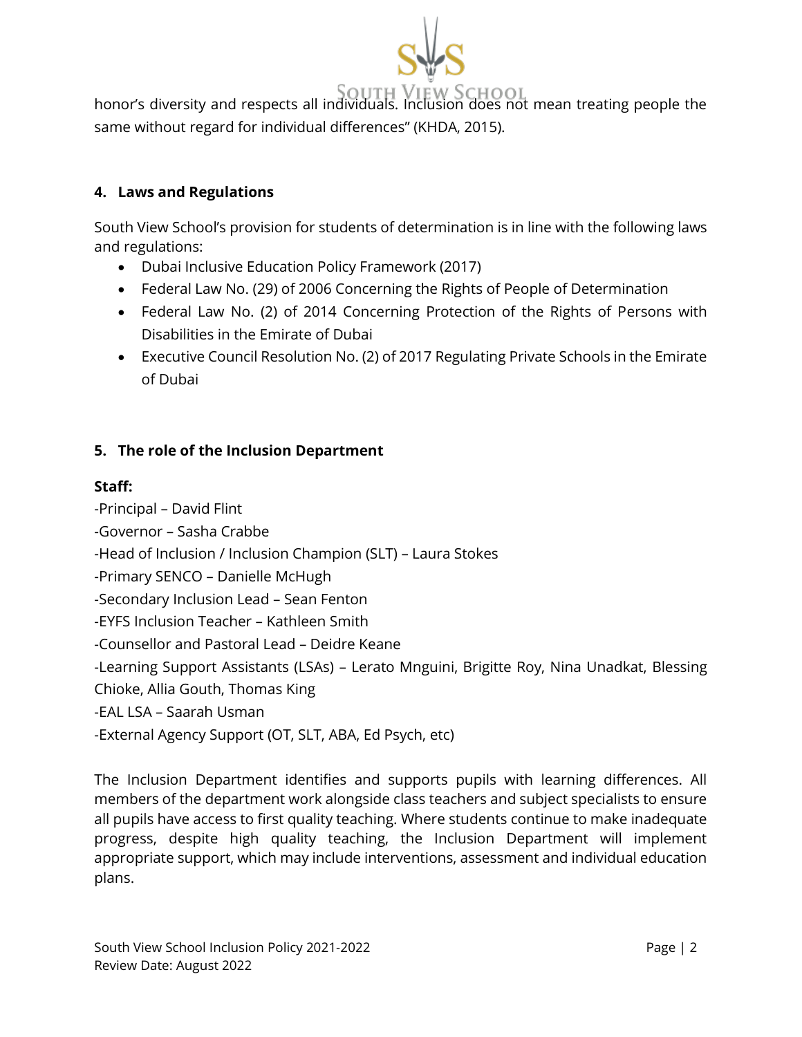honor's diversity and respects all individuals. Inclusion does not mean treating people the same without regard for individual differences" (KHDA, 2015).

## 4. Laws and Regulations

South View School's provision for students of determination is in line with the following laws and regulations:

- Dubai Inclusive Education Policy Framework (2017)
- Federal Law No. (29) of 2006 Concerning the Rights of People of Determination
- Federal Law No. (2) of 2014 Concerning Protection of the Rights of Persons with Disabilities in the Emirate of Dubai
- Executive Council Resolution No. (2) of 2017 Regulating Private Schools in the Emirate of Dubai

## 5. The role of the Inclusion Department

**Staff:**

-Principal – David Flint

-Governor – Sasha Crabbe

-Head of Inclusion / Inclusion Champion (SLT) – Laura Stokes

-Primary SENCO – Danielle McHugh

-Secondary Inclusion Lead – Sean Fenton

-EYFS Inclusion Teacher – Kathleen Smith

-Counsellor and Pastoral Lead – Deidre Keane

-Learning Support Assistants (LSAs) – Lerato Mnguini, Brigitte Roy, Nina Unadkat, Blessing Chioke, Allia Gouth, Thomas King

-EAL LSA – Saarah Usman

-External Agency Support (OT, SLT, ABA, Ed Psych, etc)

The Inclusion Department identifies and supports pupils with learning differences. All members of the department work alongside class teachers and subject specialists to ensure all pupils have access to first quality teaching. Where students continue to make inadequate progress, despite high quality teaching, the Inclusion Department will implement appropriate support, which may include interventions, assessment and individual education plans.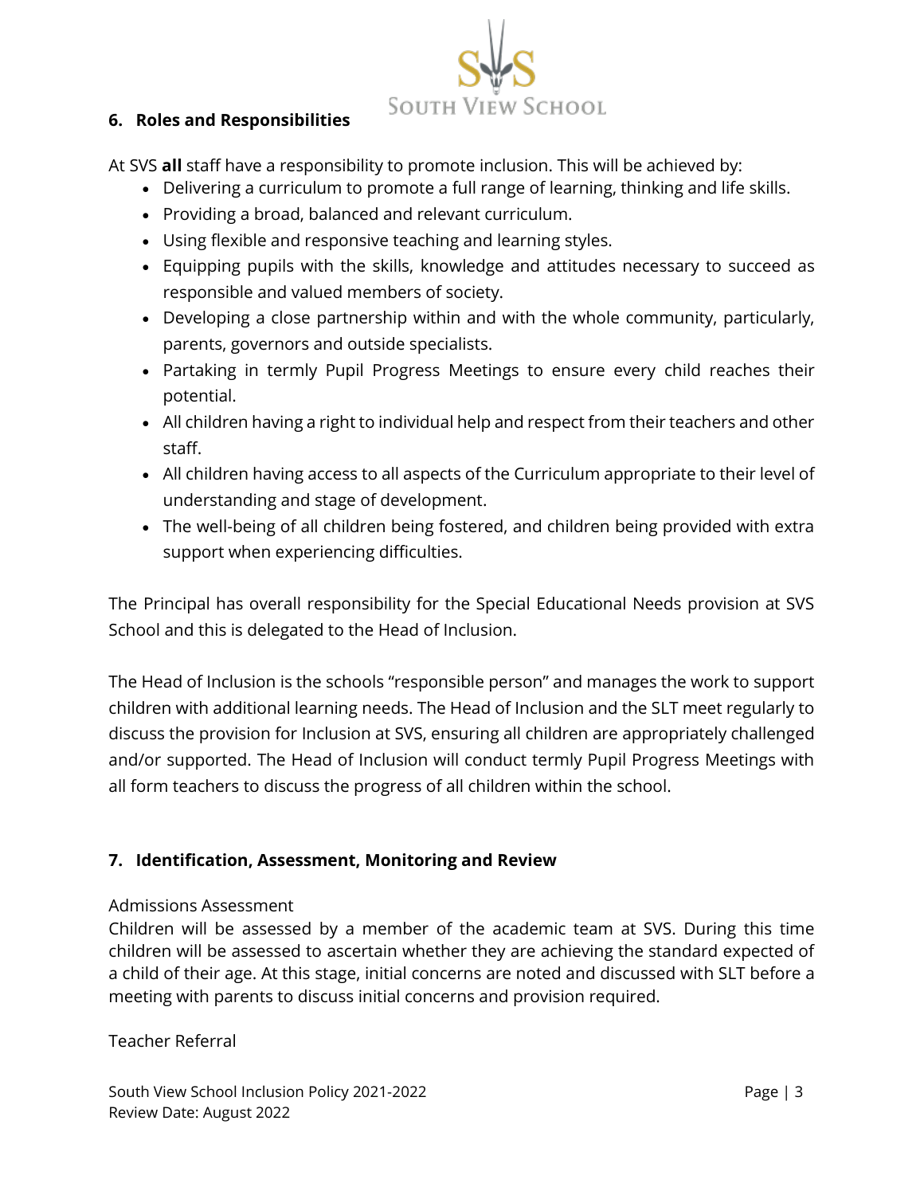## 6. Roles and Responsibilities

At SVS **all** staff have a responsibility to promote inclusion. This will be achieved by:

- Delivering a curriculum to promote a full range of learning, thinking and life skills.
- Providing a broad, balanced and relevant curriculum.
- Using flexible and responsive teaching and learning styles.
- Equipping pupils with the skills, knowledge and attitudes necessary to succeed as responsible and valued members of society.
- Developing a close partnership within and with the whole community, particularly, parents, governors and outside specialists.
- Partaking in termly Pupil Progress Meetings to ensure every child reaches their potential.
- All children having a right to individual help and respect from their teachers and other staff.
- All children having access to all aspects of the Curriculum appropriate to their level of understanding and stage of development.
- The well-being of all children being fostered, and children being provided with extra support when experiencing difficulties.

The Principal has overall responsibility for the Special Educational Needs provision at SVS School and this is delegated to the Head of Inclusion.

The Head of Inclusion is the schools "responsible person" and manages the work to support children with additional learning needs. The Head of Inclusion and the SLT meet regularly to discuss the provision for Inclusion at SVS, ensuring all children are appropriately challenged and/or supported. The Head of Inclusion will conduct termly Pupil Progress Meetings with all form teachers to discuss the progress of all children within the school.

## 7. Identification, Assessment, Monitoring and Review

Admissions Assessment

Children will be assessed by a member of the academic team at SVS. During this time children will be assessed to ascertain whether they are achieving the standard expected of a child of their age. At this stage, initial concerns are noted and discussed with SLT before a meeting with parents to discuss initial concerns and provision required.

Teacher Referral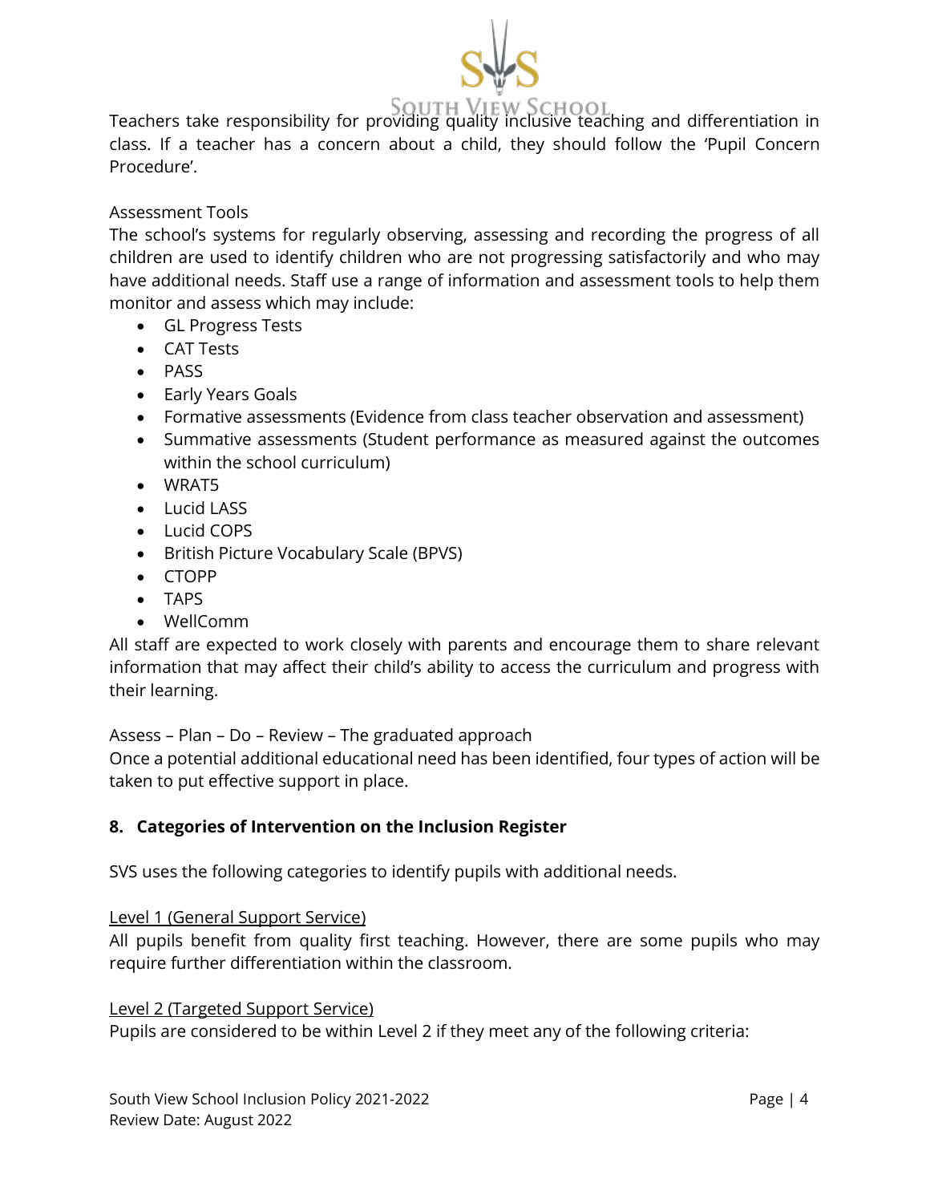Teachers take responsibility for providing quality inclusive teaching and differentiation in class. If a teacher has a concern about a child, they should follow the 'Pupil Concern Procedure'.

Assessment Tools

The school's systems for regularly observing, assessing and recording the progress of all children are used to identify children who are not progressing satisfactorily and who may have additional needs. Staff use a range of information and assessment tools to help them monitor and assess which may include:

- GL Progress Tests
- CAT Tests
- PASS
- Early Years Goals
- Formative assessments (Evidence from class teacher observation and assessment)
- Summative assessments (Student performance as measured against the outcomes within the school curriculum)
- WRAT5
- Lucid LASS
- Lucid COPS
- British Picture Vocabulary Scale (BPVS)
- CTOPP
- TAPS
- WellComm

All staff are expected to work closely with parents and encourage them to share relevant information that may affect their child's ability to access the curriculum and progress with their learning.

Assess – Plan – Do – Review – The graduated approach

Once a potential additional educational need has been identified, four types of action will be taken to put effective support in place.

## 8. Categories of Intervention on the Inclusion Register

SVS uses the following categories to identify pupils with additional needs.

<u>Level 1 (General Support Service)</u>

All pupils benefit from quality first teaching. However, there are some pupils who may require further differentiation within the classroom.

<u>Level 2 (Targeted Support Service)</u>

Pupils are considered to be within Level 2 if they meet any of the following criteria: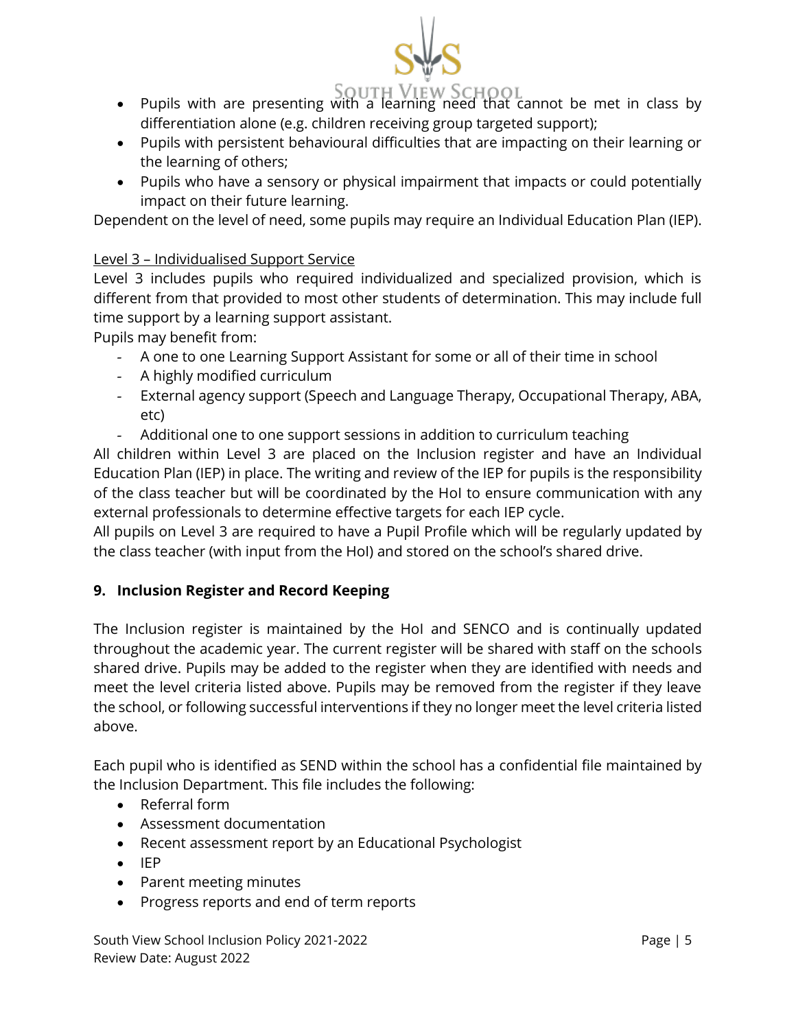- Pupils with are presenting with a learning need that cannot be met in class by differentiation alone (e.g. children receiving group targeted support);
- Pupils with persistent behavioural difficulties that are impacting on their learning or the learning of others;
- Pupils who have a sensory or physical impairment that impacts or could potentially impact on their future learning.

Dependent on the level of need, some pupils may require an Individual Education Plan (IEP).

<u>Level 3 – Individualised Support Service</u>

Level 3 includes pupils who required individualized and specialized provision, which is different from that provided to most other students of determination. This may include full time support by a learning support assistant.

Pupils may benefit from:

- A one to one Learning Support Assistant for some or all of their time in school
- A highly modified curriculum
- External agency support (Speech and Language Therapy, Occupational Therapy, ABA, etc)
- Additional one to one support sessions in addition to curriculum teaching

All children within Level 3 are placed on the Inclusion register and have an Individual Education Plan (IEP) in place. The writing and review of the IEP for pupils is the responsibility of the class teacher but will be coordinated by the HoI to ensure communication with any external professionals to determine effective targets for each IEP cycle.

All pupils on Level 3 are required to have a Pupil Profile which will be regularly updated by the class teacher (with input from the HoI) and stored on the school's shared drive.

## 9. Inclusion Register and Record Keeping

The Inclusion register is maintained by the HoI and SENCO and is continually updated throughout the academic year. The current register will be shared with staff on the schools shared drive. Pupils may be added to the register when they are identified with needs and meet the level criteria listed above. Pupils may be removed from the register if they leave the school, or following successful interventions if they no longer meet the level criteria listed above.

Each pupil who is identified as SEND within the school has a confidential file maintained by the Inclusion Department. This file includes the following:

- Referral form
- Assessment documentation
- Recent assessment report by an Educational Psychologist
- IEP
- Parent meeting minutes
- Progress reports and end of term reports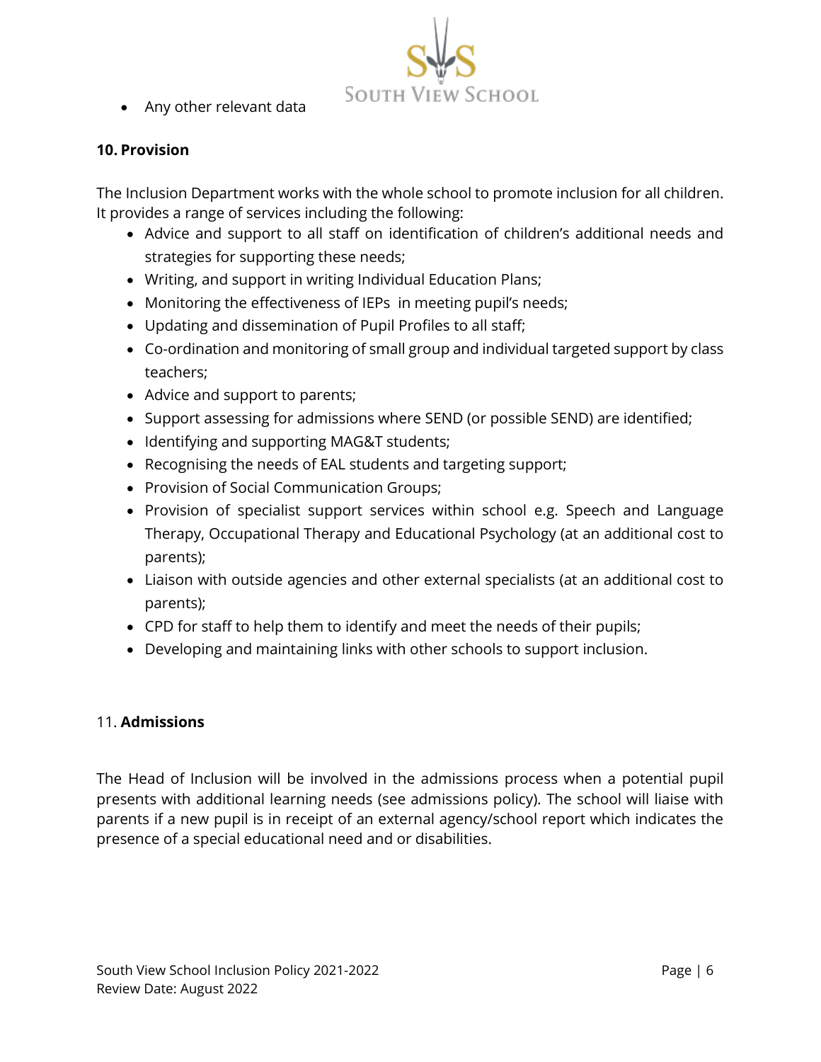- Any other relevant data

**10. Provision**

The Inclusion Department works with the whole school to promote inclusion for all children. It provides a range of services including the following:

- Advice and support to all staff on identification of children's additional needs and strategies for supporting these needs;
- Writing, and support in writing Individual Education Plans;
- Monitoring the effectiveness of IEPs in meeting pupil's needs;
- Updating and dissemination of Pupil Profiles to all staff;
- Co-ordination and monitoring of small group and individual targeted support by class teachers;
- Advice and support to parents;
- Support assessing for admissions where SEND (or possible SEND) are identified;
- Identifying and supporting MAG&T students;
- Recognising the needs of EAL students and targeting support;
- Provision of Social Communication Groups;
- Provision of specialist support services within school e.g. Speech and Language Therapy, Occupational Therapy and Educational Psychology (at an additional cost to parents);
- Liaison with outside agencies and other external specialists (at an additional cost to parents);
- CPD for staff to help them to identify and meet the needs of their pupils;
- Developing and maintaining links with other schools to support inclusion.

11. **Admissions**

The Head of Inclusion will be involved in the admissions process when a potential pupil presents with additional learning needs (see admissions policy). The school will liaise with parents if a new pupil is in receipt of an external agency/school report which indicates the presence of a special educational need and or disabilities.